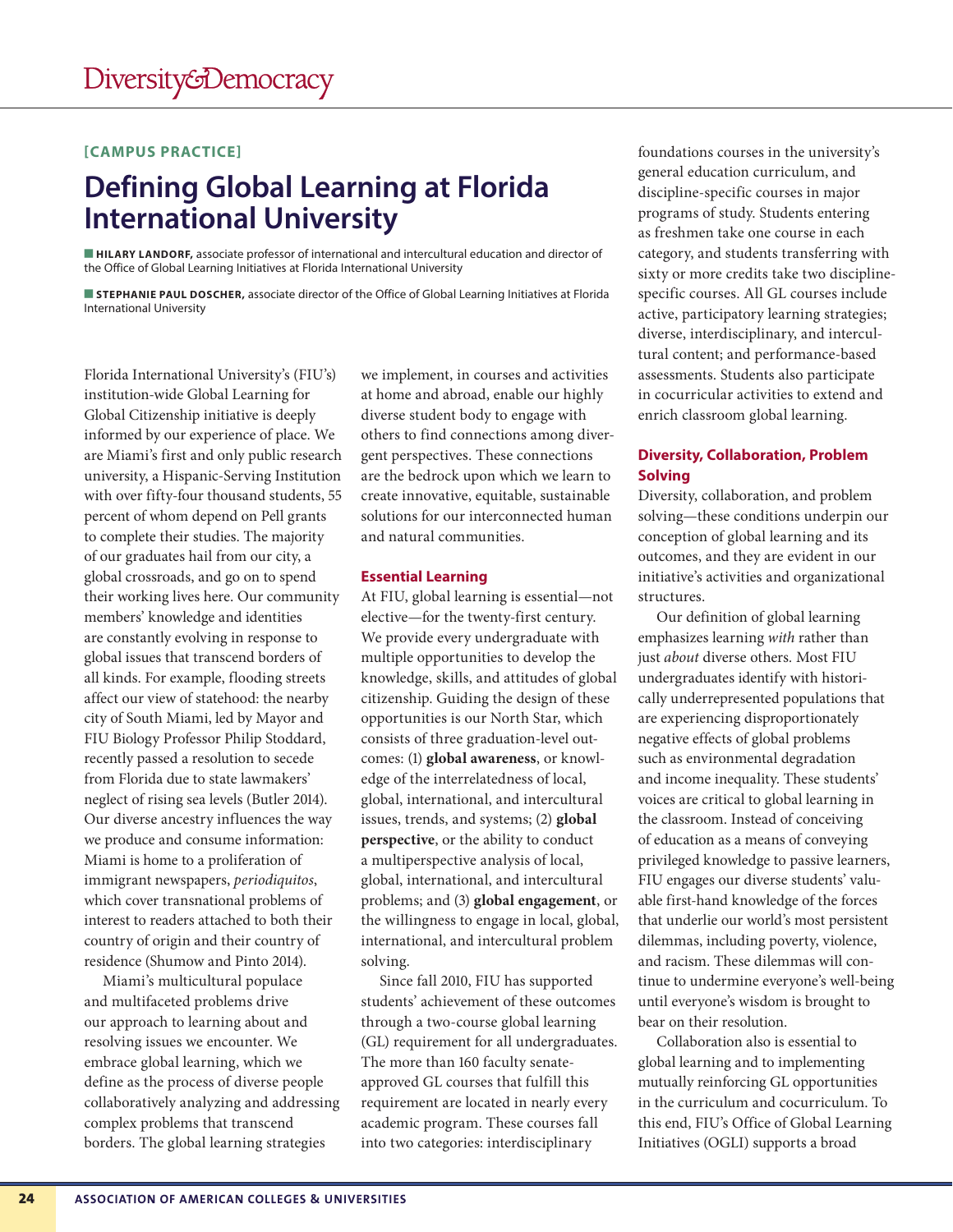[CAMPUS PRACTICE]

# Defining Global Learning at Florida International University

■ **HILARY LANDORF,** associate professor of international and intercultural education and director of the Office of Global Learning Initiatives at Florida International University

■ **STEPHANIE PAUL DOSCHER,** associate director of the Office of Global Learning Initiatives at Florida International University

Florida International University's (FIU's) institution-wide Global Learning for Global Citizenship initiative is deeply informed by our experience of place. We are Miami's first and only public research university, a Hispanic-Serving Institution with over fifty-four thousand students, 55 percent of whom depend on Pell grants to complete their studies. The majority of our graduates hail from our city, a global crossroads, and go on to spend their working lives here. Our community members' knowledge and identities are constantly evolving in response to global issues that transcend borders of all kinds. For example, flooding streets affect our view of statehood: the nearby city of South Miami, led by Mayor and FIU Biology Professor Philip Stoddard, recently passed a resolution to secede from Florida due to state lawmakers' neglect of rising sea levels (Butler 2014). Our diverse ancestry influences the way we produce and consume information: Miami is home to a proliferation of immigrant newspapers, *periodiquitos*, which cover transnational problems of interest to readers attached to both their country of origin and their country of residence (Shumow and Pinto 2014).

Miami's multicultural populace and multifaceted problems drive our approach to learning about and resolving issues we encounter. We embrace global learning, which we define as the process of diverse people collaboratively analyzing and addressing complex problems that transcend borders. The global learning strategies we implement, in courses and activities at home and abroad, enable our highly diverse student body to engage with others to find connections among divergent perspectives. These connections are the bedrock upon which we learn to create innovative, equitable, sustainable solutions for our interconnected human and natural communities.

## Essential Learning

At FIU, global learning is essential—not elective—for the twenty-first century. We provide every undergraduate with multiple opportunities to develop the knowledge, skills, and attitudes of global citizenship. Guiding the design of these opportunities is our North Star, which consists of three graduation-level outcomes: (1) **global awareness**, or knowledge of the interrelatedness of local, global, international, and intercultural issues, trends, and systems; (2) **global perspective**, or the ability to conduct a multiperspective analysis of local, global, international, and intercultural problems; and (3) **global engagement**, or the willingness to engage in local, global, international, and intercultural problem solving.

Since fall 2010, FIU has supported students' achievement of these outcomes through a two-course global learning (GL) requirement for all undergraduates. The more than 160 faculty senate-approved GL courses that fulfill this requirement are located in nearly every academic program. These courses fall into two categories: interdisciplinary foundations courses in the university's general education curriculum, and discipline-specific courses in major programs of study. Students entering as freshmen take one course in each category, and students transferring with sixty or more credits take two discipline-specific courses. All GL courses include active, participatory learning strategies; diverse, interdisciplinary, and intercultural content; and performance-based assessments. Students also participate in cocurricular activities to extend and enrich classroom global learning.

## Diversity, Collaboration, Problem Solving

Diversity, collaboration, and problem solving—these conditions underpin our conception of global learning and its outcomes, and they are evident in our initiative's activities and organizational structures.

Our definition of global learning emphasizes learning *with* rather than just *about* diverse others. Most FIU undergraduates identify with historically underrepresented populations that are experiencing disproportionately negative effects of global problems such as environmental degradation and income inequality. These students' voices are critical to global learning in the classroom. Instead of conceiving of education as a means of conveying privileged knowledge to passive learners, FIU engages our diverse students' valuable first-hand knowledge of the forces that underlie our world's most persistent dilemmas, including poverty, violence, and racism. These dilemmas will continue to undermine everyone's well-being until everyone's wisdom is brought to bear on their resolution.

Collaboration also is essential to global learning and to implementing mutually reinforcing GL opportunities in the curriculum and cocurriculum. To this end, FIU's Office of Global Learning Initiatives (OGLI) supports a broad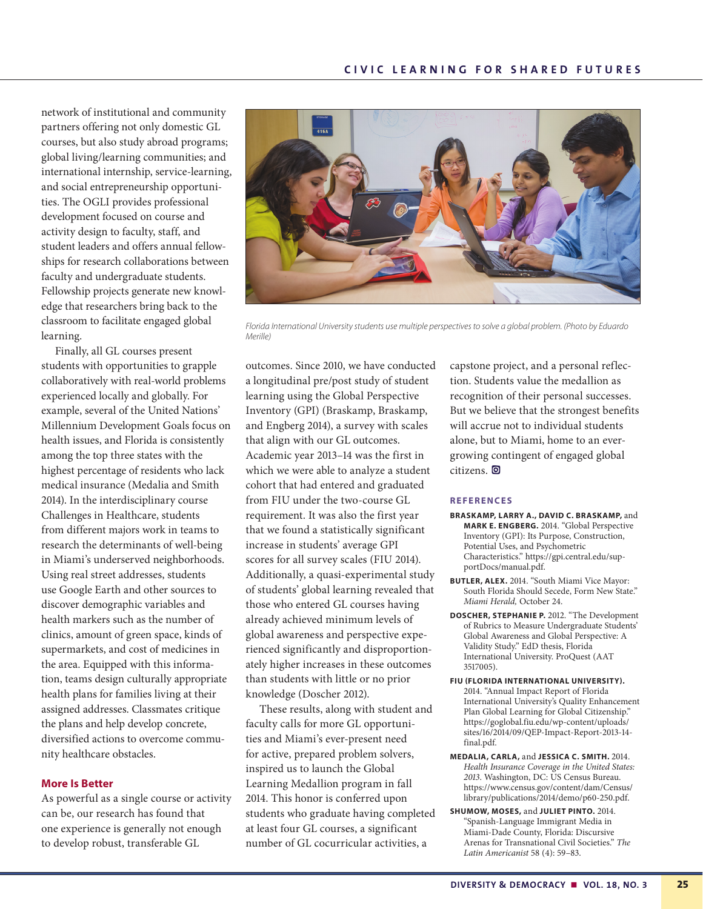network of institutional and community partners offering not only domestic GL courses, but also study abroad programs; global living/learning communities; and international internship, service-learning, and social entrepreneurship opportunities. The OGLI provides professional development focused on course and activity design to faculty, staff, and student leaders and offers annual fellowships for research collaborations between faculty and undergraduate students. Fellowship projects generate new knowledge that researchers bring back to the classroom to facilitate engaged global learning.

Finally, all GL courses present students with opportunities to grapple collaboratively with real-world problems experienced locally and globally. For example, several of the United Nations' Millennium Development Goals focus on health issues, and Florida is consistently among the top three states with the highest percentage of residents who lack medical insurance (Medalia and Smith 2014). In the interdisciplinary course Challenges in Healthcare, students from different majors work in teams to research the determinants of well-being in Miami's underserved neighborhoods. Using real street addresses, students use Google Earth and other sources to discover demographic variables and health markers such as the number of clinics, amount of green space, kinds of supermarkets, and cost of medicines in the area. Equipped with this information, teams design culturally appropriate health plans for families living at their assigned addresses. Classmates critique the plans and help develop concrete, diversified actions to overcome community healthcare obstacles.

*Florida International University students use multiple perspectives to solve a global problem. (Photo by Eduardo Merille)*

## More Is Better

As powerful as a single course or activity can be, our research has found that one experience is generally not enough to develop robust, transferable GL outcomes. Since 2010, we have conducted a longitudinal pre/post study of student learning using the Global Perspective Inventory (GPI) (Braskamp, Braskamp, and Engberg 2014), a survey with scales that align with our GL outcomes. Academic year 2013–14 was the first in which we were able to analyze a student cohort that had entered and graduated from FIU under the two-course GL requirement. It was also the first year that we found a statistically significant increase in students' average GPI scores for all survey scales (FIU 2014). Additionally, a quasi-experimental study of students' global learning revealed that those who entered GL courses having already achieved minimum levels of global awareness and perspective experienced significantly and disproportionately higher increases in these outcomes than students with little or no prior knowledge (Doscher 2012).

These results, along with student and faculty calls for more GL opportunities and Miami's ever-present need for active, prepared problem solvers, inspired us to launch the Global Learning Medallion program in fall 2014. This honor is conferred upon students who graduate having completed at least four GL courses, a significant number of GL cocurricular activities, a capstone project, and a personal reflection. Students value the medallion as recognition of their personal successes. But we believe that the strongest benefits will accrue not to individual students alone, but to Miami, home to an ever-growing contingent of engaged global citizens.

### REFERENCES

**BRASKAMP, LARRY A., DAVID C. BRASKAMP,** and **MARK E. ENGBERG.** 2014. "Global Perspective Inventory (GPI): Its Purpose, Construction, Potential Uses, and Psychometric Characteristics." https://gpi.central.edu/supportDocs/manual.pdf.

**BUTLER, ALEX.** 2014. "South Miami Vice Mayor: South Florida Should Secede, Form New State." *Miami Herald,* October 24.

**DOSCHER, STEPHANIE P.** 2012. "The Development of Rubrics to Measure Undergraduate Students' Global Awareness and Global Perspective: A Validity Study." EdD thesis, Florida International University. ProQuest (AAT 3517005).

**FIU (FLORIDA INTERNATIONAL UNIVERSITY).** 2014. "Annual Impact Report of Florida International University's Quality Enhancement Plan Global Learning for Global Citizenship." https://goglobal.fiu.edu/wp-content/uploads/sites/16/2014/09/QEP-Impact-Report-2013-14-final.pdf.

**MEDALIA, CARLA,** and **JESSICA C. SMITH.** 2014. *Health Insurance Coverage in the United States: 2013.* Washington, DC: US Census Bureau. https://www.census.gov/content/dam/Census/library/publications/2014/demo/p60-250.pdf.

**SHUMOW, MOSES,** and **JULIET PINTO.** 2014. "Spanish-Language Immigrant Media in Miami-Dade County, Florida: Discursive Arenas for Transnational Civil Societies." *The Latin Americanist* 58 (4): 59–83.